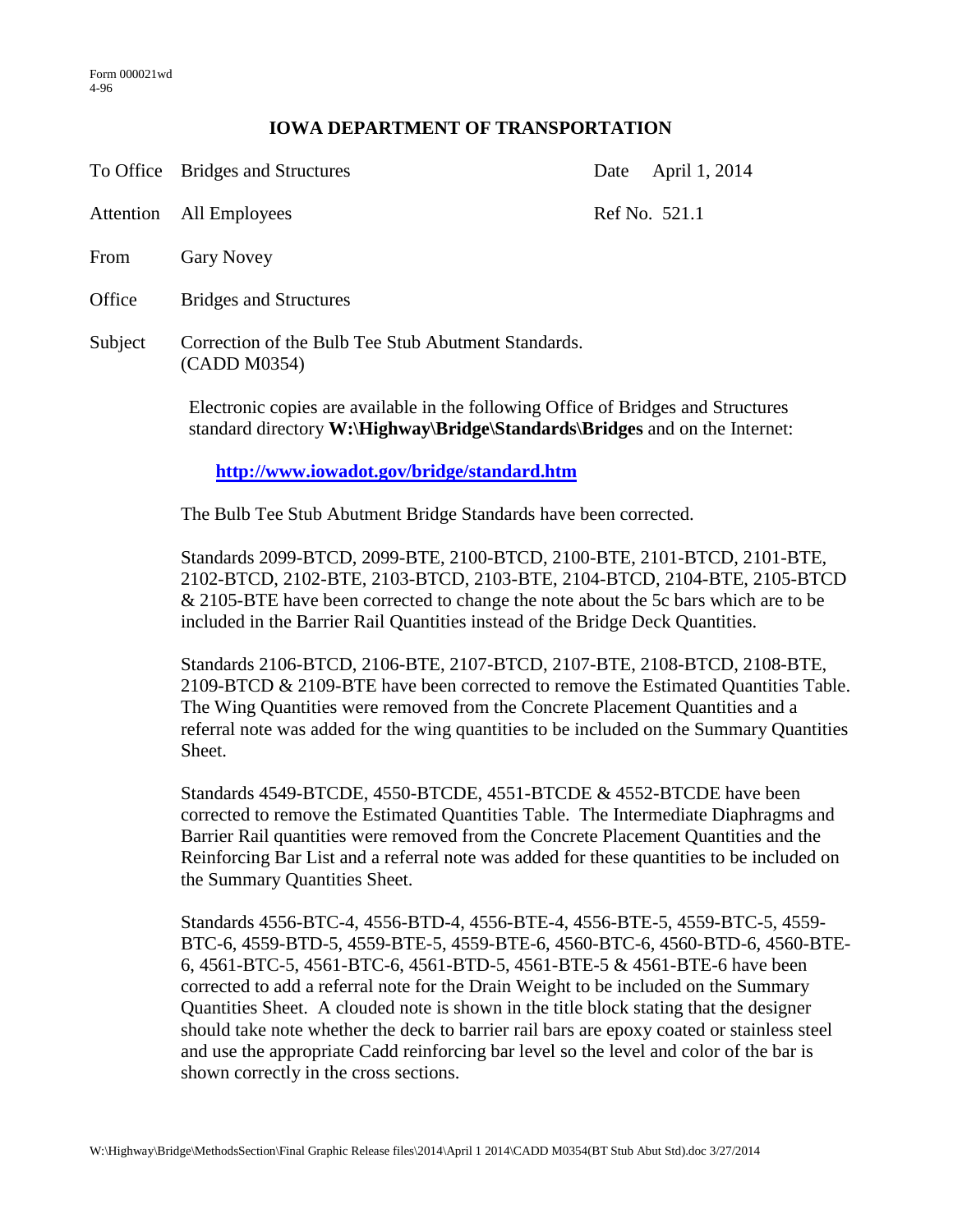Form 000021wd
4-96

# IOWA DEPARTMENT OF TRANSPORTATION

| | | | |
|---|---|---|---|
| To Office | Bridges and Structures | Date | April 1, 2014 |
| Attention | All Employees | Ref No. | 521.1 |
| From | Gary Novey | | |
| Office | Bridges and Structures | | |
| Subject | Correction of the Bulb Tee Stub Abutment Standards. (CADD M0354) | | |

Electronic copies are available in the following Office of Bridges and Structures standard directory **W:\Highway\Bridge\Standards\Bridges** and on the Internet:

**[http://www.iowadot.gov/bridge/standard.htm](http://www.iowadot.gov/bridge/standard.htm)**

The Bulb Tee Stub Abutment Bridge Standards have been corrected.

Standards 2099-BTCD, 2099-BTE, 2100-BTCD, 2100-BTE, 2101-BTCD, 2101-BTE, 2102-BTCD, 2102-BTE, 2103-BTCD, 2103-BTE, 2104-BTCD, 2104-BTE, 2105-BTCD & 2105-BTE have been corrected to change the note about the 5c bars which are to be included in the Barrier Rail Quantities instead of the Bridge Deck Quantities.

Standards 2106-BTCD, 2106-BTE, 2107-BTCD, 2107-BTE, 2108-BTCD, 2108-BTE, 2109-BTCD & 2109-BTE have been corrected to remove the Estimated Quantities Table. The Wing Quantities were removed from the Concrete Placement Quantities and a referral note was added for the wing quantities to be included on the Summary Quantities Sheet.

Standards 4549-BTCDE, 4550-BTCDE, 4551-BTCDE & 4552-BTCDE have been corrected to remove the Estimated Quantities Table. The Intermediate Diaphragms and Barrier Rail quantities were removed from the Concrete Placement Quantities and the Reinforcing Bar List and a referral note was added for these quantities to be included on the Summary Quantities Sheet.

Standards 4556-BTC-4, 4556-BTD-4, 4556-BTE-4, 4556-BTE-5, 4559-BTC-5, 4559-BTC-6, 4559-BTD-5, 4559-BTE-5, 4559-BTE-6, 4560-BTC-6, 4560-BTD-6, 4560-BTE-6, 4561-BTC-5, 4561-BTC-6, 4561-BTD-5, 4561-BTE-5 & 4561-BTE-6 have been corrected to add a referral note for the Drain Weight to be included on the Summary Quantities Sheet. A clouded note is shown in the title block stating that the designer should take note whether the deck to barrier rail bars are epoxy coated or stainless steel and use the appropriate Cadd reinforcing bar level so the level and color of the bar is shown correctly in the cross sections.

W:\Highway\Bridge\MethodsSection\Final Graphic Release files\2014\April 1 2014\CADD M0354(BT Stub Abut Std).doc 3/27/2014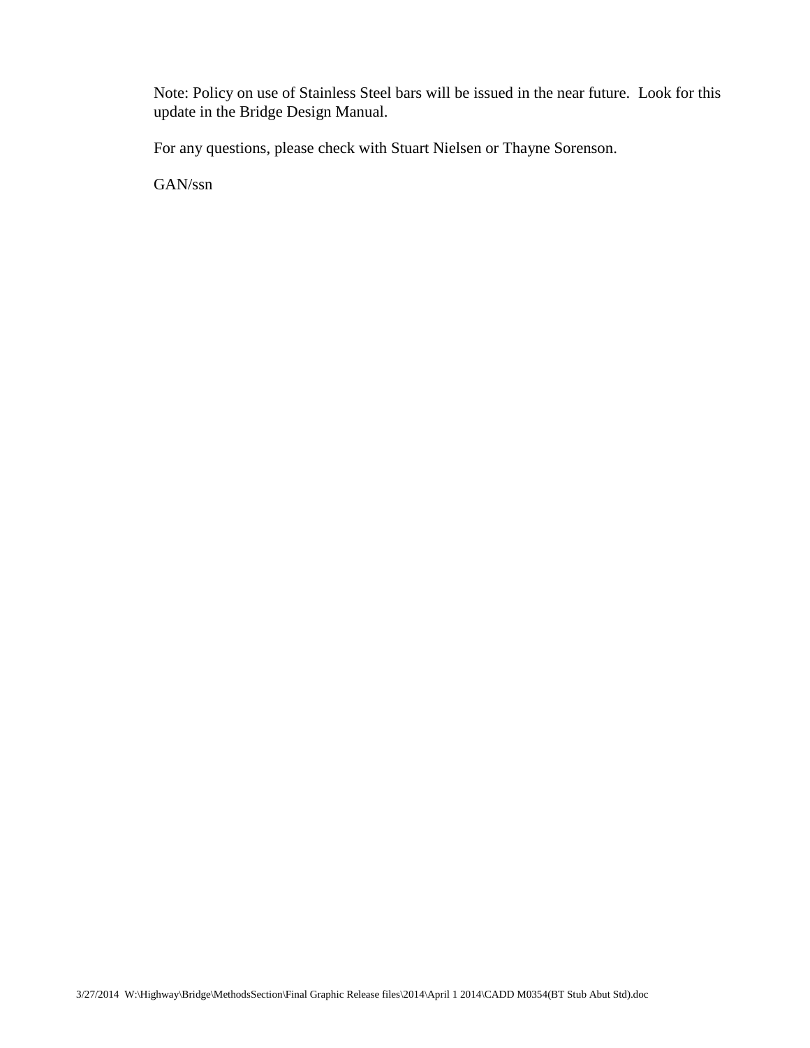Note: Policy on use of Stainless Steel bars will be issued in the near future. Look for this update in the Bridge Design Manual.

For any questions, please check with Stuart Nielsen or Thayne Sorenson.

GAN/ssn

3/27/2014 W:\Highway\Bridge\MethodsSection\Final Graphic Release files\2014\April 1 2014\CADD M0354(BT Stub Abut Std).doc